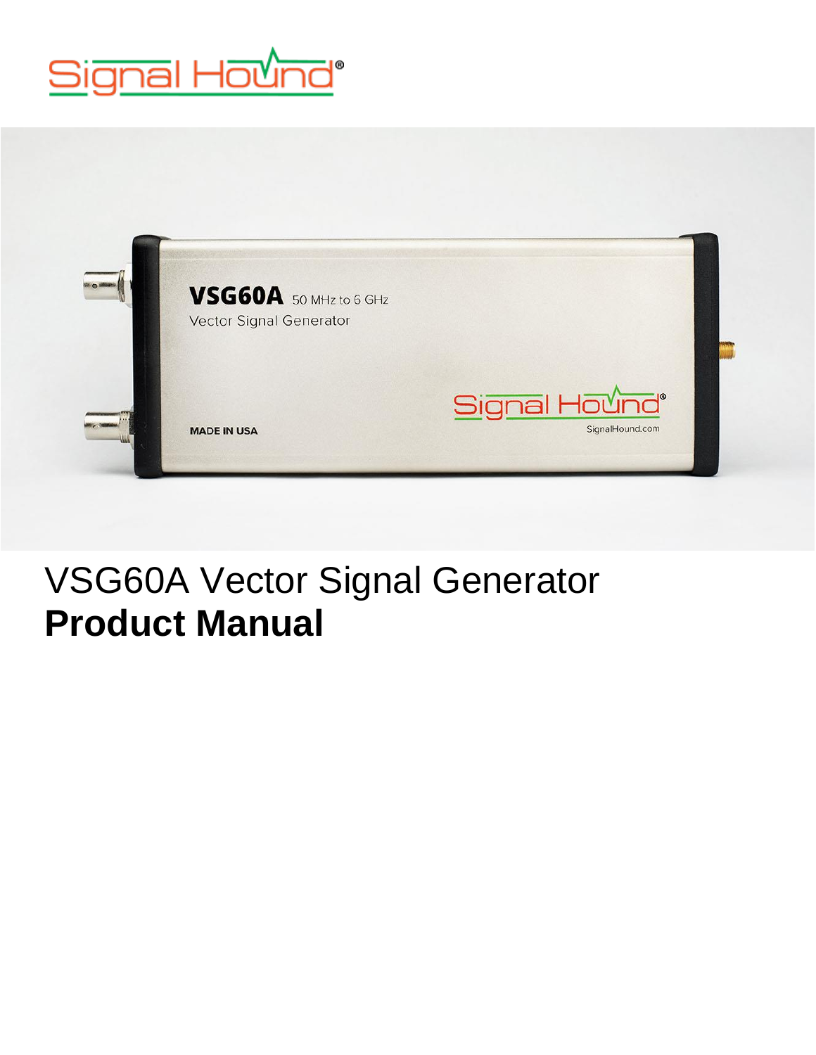# VSG60A Vector Signal Generator
**Product Manual**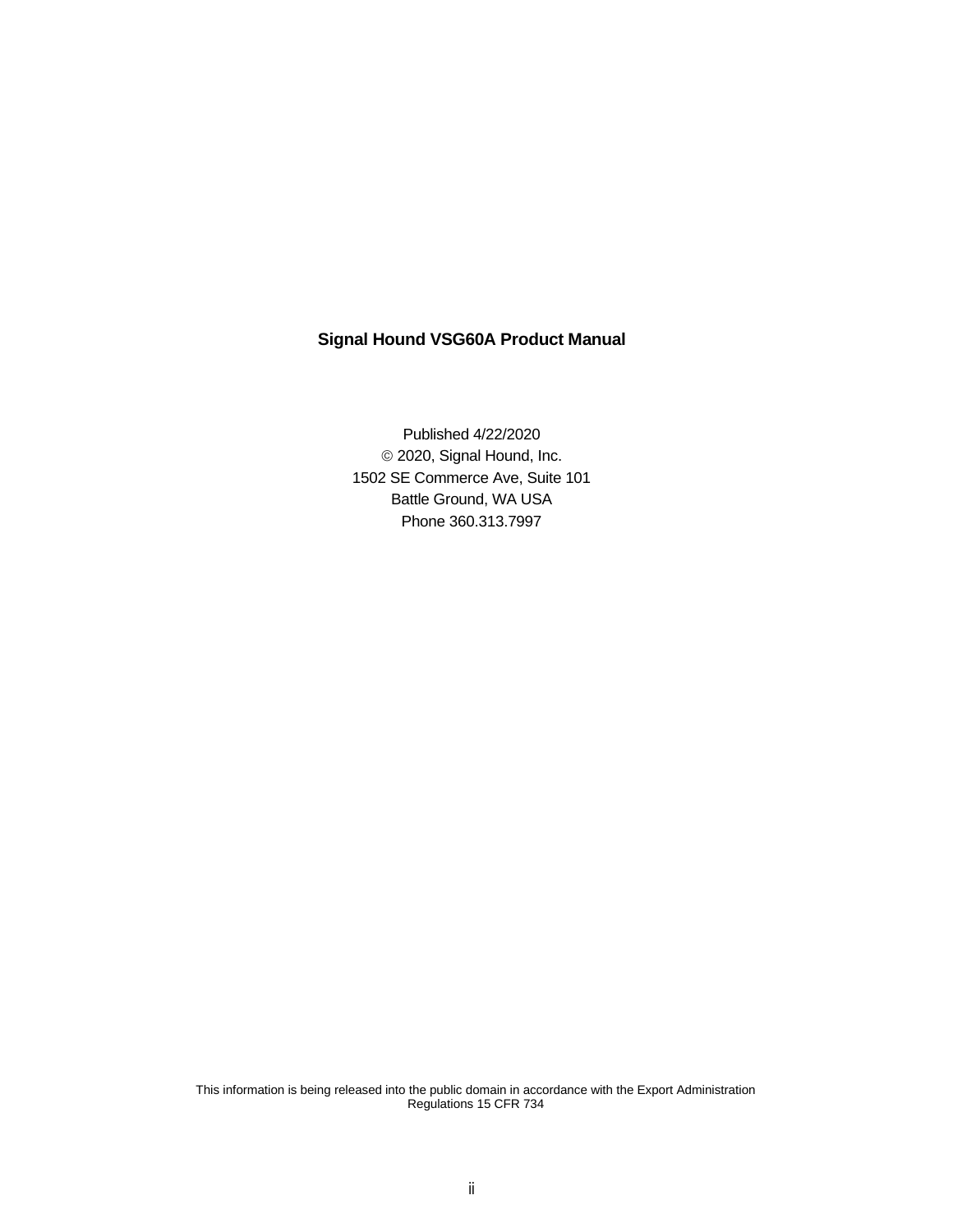**Signal Hound VSG60A Product Manual**

Published 4/22/2020

© 2020, Signal Hound, Inc.

1502 SE Commerce Ave, Suite 101

Battle Ground, WA USA

Phone 360.313.7997

This information is being released into the public domain in accordance with the Export Administration Regulations 15 CFR 734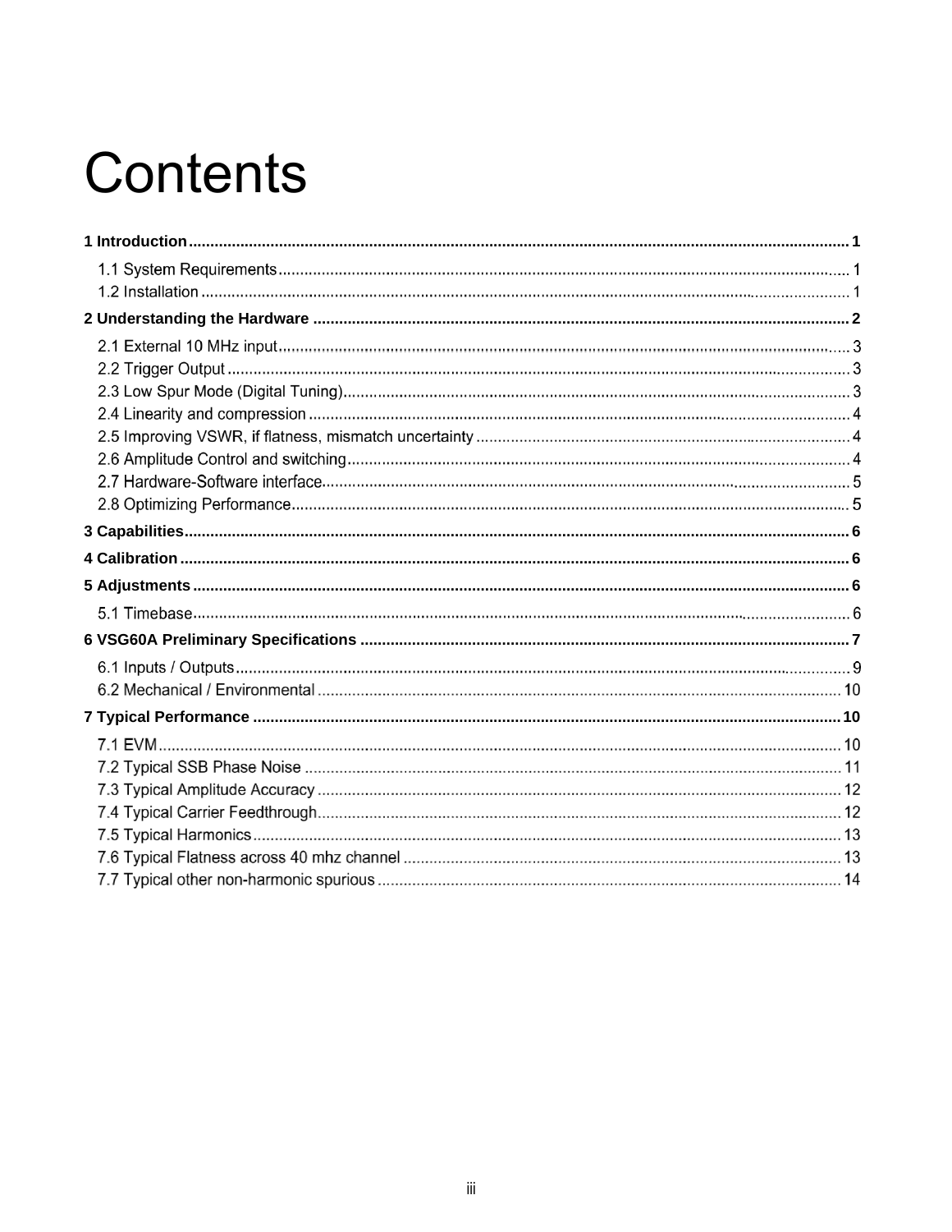# Contents

**1 Introduction** .......... **1**

1.1 System Requirements .......... 1

1.2 Installation .......... 1

**2 Understanding the Hardware** .......... **2**

2.1 External 10 MHz input .......... 3

2.2 Trigger Output .......... 3

2.3 Low Spur Mode (Digital Tuning) .......... 3

2.4 Linearity and compression .......... 4

2.5 Improving VSWR, if flatness, mismatch uncertainty .......... 4

2.6 Amplitude Control and switching .......... 4

2.7 Hardware-Software interface .......... 5

2.8 Optimizing Performance .......... 5

**3 Capabilities** .......... **6**

**4 Calibration** .......... **6**

**5 Adjustments** .......... **6**

5.1 Timebase .......... 6

**6 VSG60A Preliminary Specifications** .......... **7**

6.1 Inputs / Outputs .......... 9

6.2 Mechanical / Environmental .......... 10

**7 Typical Performance** .......... **10**

7.1 EVM .......... 10

7.2 Typical SSB Phase Noise .......... 11

7.3 Typical Amplitude Accuracy .......... 12

7.4 Typical Carrier Feedthrough .......... 12

7.5 Typical Harmonics .......... 13

7.6 Typical Flatness across 40 mhz channel .......... 13

7.7 Typical other non-harmonic spurious .......... 14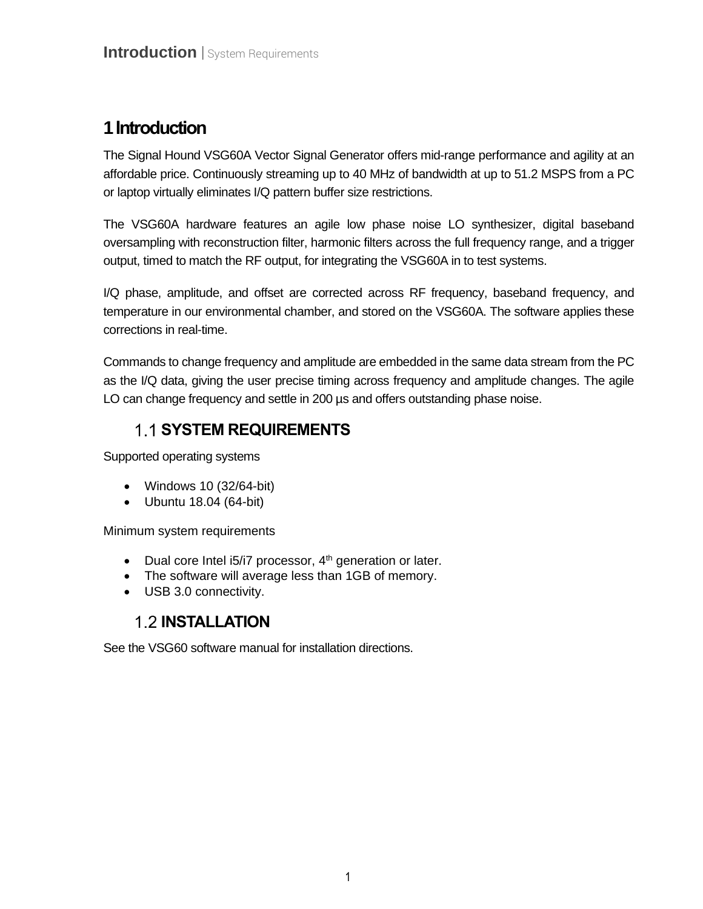# 1 Introduction

The Signal Hound VSG60A Vector Signal Generator offers mid-range performance and agility at an affordable price. Continuously streaming up to 40 MHz of bandwidth at up to 51.2 MSPS from a PC or laptop virtually eliminates I/Q pattern buffer size restrictions.

The VSG60A hardware features an agile low phase noise LO synthesizer, digital baseband oversampling with reconstruction filter, harmonic filters across the full frequency range, and a trigger output, timed to match the RF output, for integrating the VSG60A in to test systems.

I/Q phase, amplitude, and offset are corrected across RF frequency, baseband frequency, and temperature in our environmental chamber, and stored on the VSG60A. The software applies these corrections in real-time.

Commands to change frequency and amplitude are embedded in the same data stream from the PC as the I/Q data, giving the user precise timing across frequency and amplitude changes. The agile LO can change frequency and settle in 200 µs and offers outstanding phase noise.

## 1.1 SYSTEM REQUIREMENTS

Supported operating systems

- Windows 10 (32/64-bit)
- Ubuntu 18.04 (64-bit)

Minimum system requirements

- Dual core Intel i5/i7 processor, 4th generation or later.
- The software will average less than 1GB of memory.
- USB 3.0 connectivity.

## 1.2 INSTALLATION

See the VSG60 software manual for installation directions.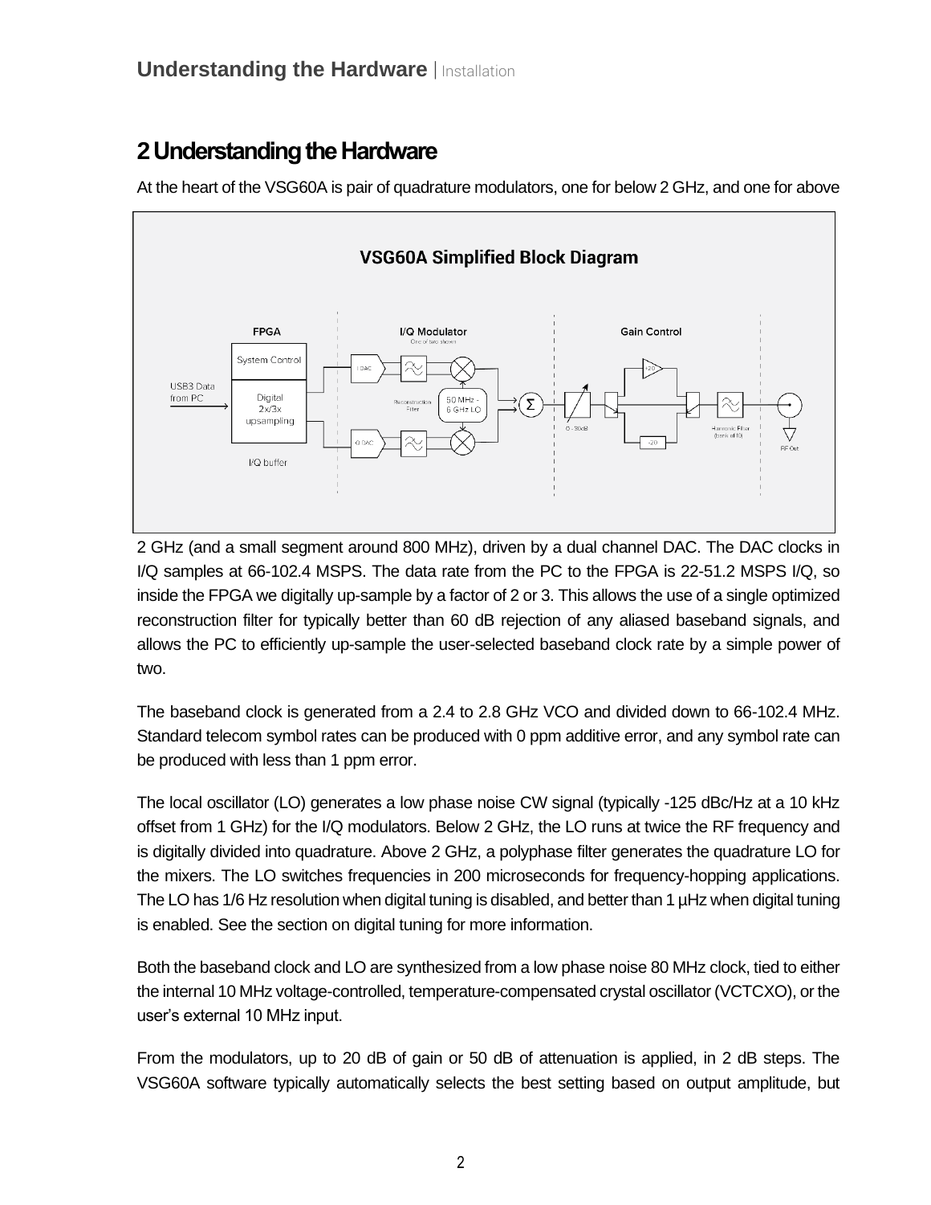# 2 Understanding the Hardware

At the heart of the VSG60A is pair of quadrature modulators, one for below 2 GHz, and one for above 2 GHz (and a small segment around 800 MHz), driven by a dual channel DAC. The DAC clocks in I/Q samples at 66-102.4 MSPS. The data rate from the PC to the FPGA is 22-51.2 MSPS I/Q, so inside the FPGA we digitally up-sample by a factor of 2 or 3. This allows the use of a single optimized reconstruction filter for typically better than 60 dB rejection of any aliased baseband signals, and allows the PC to efficiently up-sample the user-selected baseband clock rate by a simple power of two.

The baseband clock is generated from a 2.4 to 2.8 GHz VCO and divided down to 66-102.4 MHz. Standard telecom symbol rates can be produced with 0 ppm additive error, and any symbol rate can be produced with less than 1 ppm error.

The local oscillator (LO) generates a low phase noise CW signal (typically -125 dBc/Hz at a 10 kHz offset from 1 GHz) for the I/Q modulators. Below 2 GHz, the LO runs at twice the RF frequency and is digitally divided into quadrature. Above 2 GHz, a polyphase filter generates the quadrature LO for the mixers. The LO switches frequencies in 200 microseconds for frequency-hopping applications. The LO has 1/6 Hz resolution when digital tuning is disabled, and better than 1 µHz when digital tuning is enabled. See the section on digital tuning for more information.

Both the baseband clock and LO are synthesized from a low phase noise 80 MHz clock, tied to either the internal 10 MHz voltage-controlled, temperature-compensated crystal oscillator (VCTCXO), or the user's external 10 MHz input.

From the modulators, up to 20 dB of gain or 50 dB of attenuation is applied, in 2 dB steps. The VSG60A software typically automatically selects the best setting based on output amplitude, but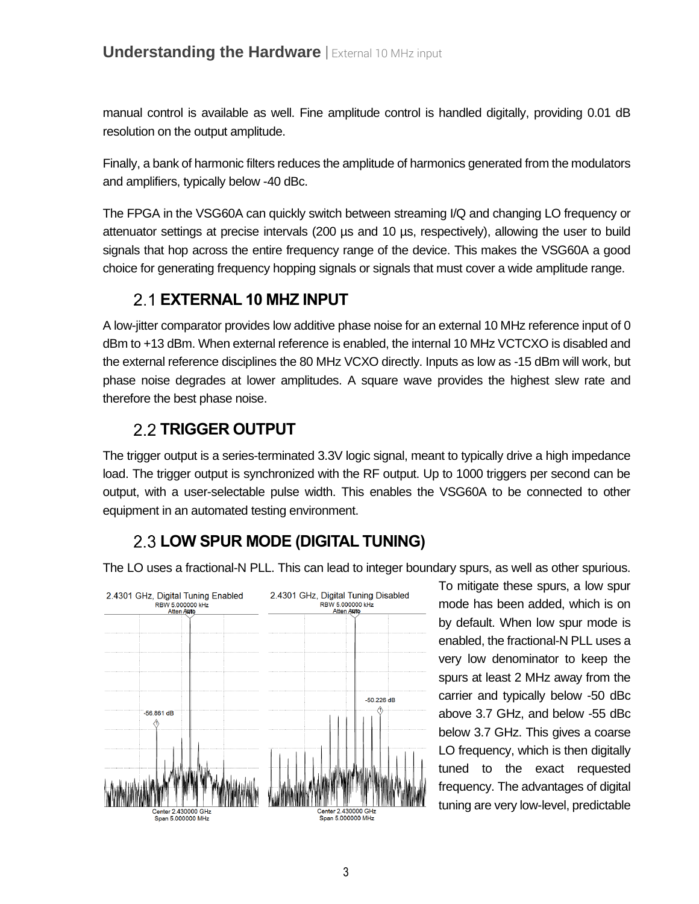manual control is available as well. Fine amplitude control is handled digitally, providing 0.01 dB resolution on the output amplitude.

Finally, a bank of harmonic filters reduces the amplitude of harmonics generated from the modulators and amplifiers, typically below -40 dBc.

The FPGA in the VSG60A can quickly switch between streaming I/Q and changing LO frequency or attenuator settings at precise intervals (200 µs and 10 µs, respectively), allowing the user to build signals that hop across the entire frequency range of the device. This makes the VSG60A a good choice for generating frequency hopping signals or signals that must cover a wide amplitude range.

## 2.1 EXTERNAL 10 MHZ INPUT

A low-jitter comparator provides low additive phase noise for an external 10 MHz reference input of 0 dBm to +13 dBm. When external reference is enabled, the internal 10 MHz VCTCXO is disabled and the external reference disciplines the 80 MHz VCXO directly. Inputs as low as -15 dBm will work, but phase noise degrades at lower amplitudes. A square wave provides the highest slew rate and therefore the best phase noise.

## 2.2 TRIGGER OUTPUT

The trigger output is a series-terminated 3.3V logic signal, meant to typically drive a high impedance load. The trigger output is synchronized with the RF output. Up to 1000 triggers per second can be output, with a user-selectable pulse width. This enables the VSG60A to be connected to other equipment in an automated testing environment.

## 2.3 LOW SPUR MODE (DIGITAL TUNING)

The LO uses a fractional-N PLL. This can lead to integer boundary spurs, as well as other spurious. To mitigate these spurs, a low spur mode has been added, which is on by default. When low spur mode is enabled, the fractional-N PLL uses a very low denominator to keep the spurs at least 2 MHz away from the carrier and typically below -50 dBc above 3.7 GHz, and below -55 dBc below 3.7 GHz. This gives a coarse LO frequency, which is then digitally tuned to the exact requested frequency. The advantages of digital tuning are very low-level, predictable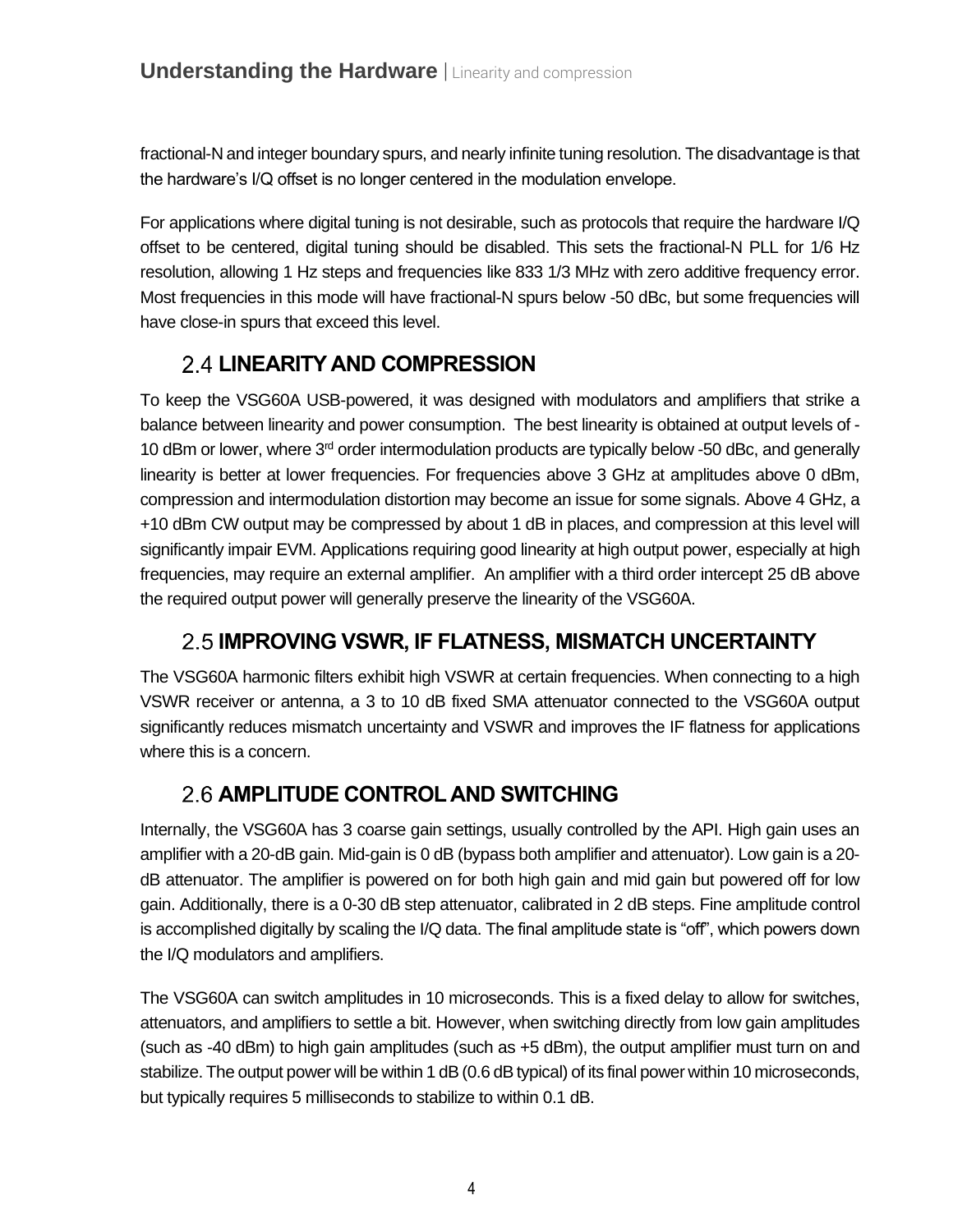fractional-N and integer boundary spurs, and nearly infinite tuning resolution. The disadvantage is that the hardware's I/Q offset is no longer centered in the modulation envelope.

For applications where digital tuning is not desirable, such as protocols that require the hardware I/Q offset to be centered, digital tuning should be disabled. This sets the fractional-N PLL for 1/6 Hz resolution, allowing 1 Hz steps and frequencies like 833 1/3 MHz with zero additive frequency error. Most frequencies in this mode will have fractional-N spurs below -50 dBc, but some frequencies will have close-in spurs that exceed this level.

## 2.4 LINEARITY AND COMPRESSION

To keep the VSG60A USB-powered, it was designed with modulators and amplifiers that strike a balance between linearity and power consumption. The best linearity is obtained at output levels of -10 dBm or lower, where 3rd order intermodulation products are typically below -50 dBc, and generally linearity is better at lower frequencies. For frequencies above 3 GHz at amplitudes above 0 dBm, compression and intermodulation distortion may become an issue for some signals. Above 4 GHz, a +10 dBm CW output may be compressed by about 1 dB in places, and compression at this level will significantly impair EVM. Applications requiring good linearity at high output power, especially at high frequencies, may require an external amplifier. An amplifier with a third order intercept 25 dB above the required output power will generally preserve the linearity of the VSG60A.

## 2.5 IMPROVING VSWR, IF FLATNESS, MISMATCH UNCERTAINTY

The VSG60A harmonic filters exhibit high VSWR at certain frequencies. When connecting to a high VSWR receiver or antenna, a 3 to 10 dB fixed SMA attenuator connected to the VSG60A output significantly reduces mismatch uncertainty and VSWR and improves the IF flatness for applications where this is a concern.

## 2.6 AMPLITUDE CONTROL AND SWITCHING

Internally, the VSG60A has 3 coarse gain settings, usually controlled by the API. High gain uses an amplifier with a 20-dB gain. Mid-gain is 0 dB (bypass both amplifier and attenuator). Low gain is a 20-dB attenuator. The amplifier is powered on for both high gain and mid gain but powered off for low gain. Additionally, there is a 0-30 dB step attenuator, calibrated in 2 dB steps. Fine amplitude control is accomplished digitally by scaling the I/Q data. The final amplitude state is "off", which powers down the I/Q modulators and amplifiers.

The VSG60A can switch amplitudes in 10 microseconds. This is a fixed delay to allow for switches, attenuators, and amplifiers to settle a bit. However, when switching directly from low gain amplitudes (such as -40 dBm) to high gain amplitudes (such as +5 dBm), the output amplifier must turn on and stabilize. The output power will be within 1 dB (0.6 dB typical) of its final power within 10 microseconds, but typically requires 5 milliseconds to stabilize to within 0.1 dB.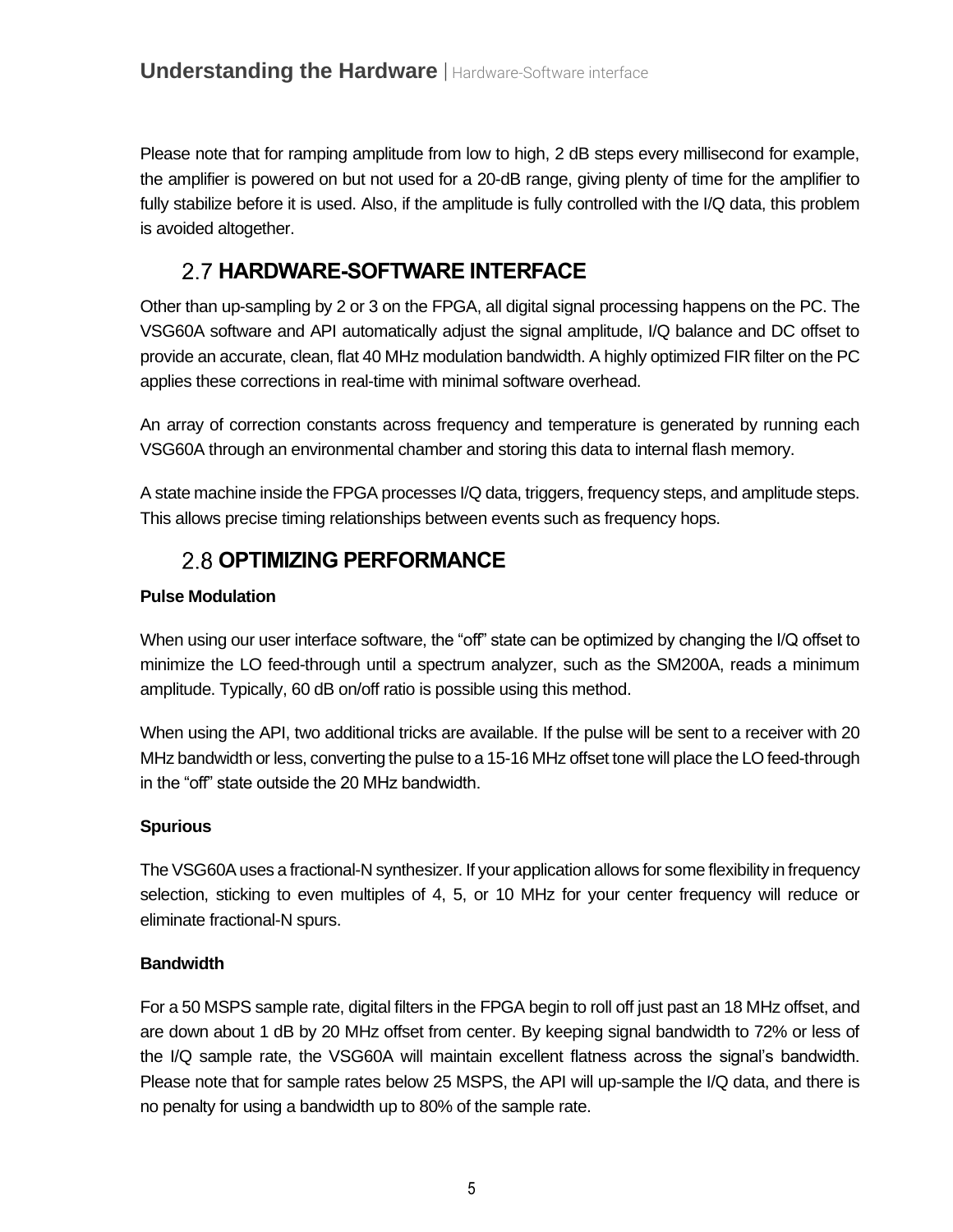Please note that for ramping amplitude from low to high, 2 dB steps every millisecond for example, the amplifier is powered on but not used for a 20-dB range, giving plenty of time for the amplifier to fully stabilize before it is used. Also, if the amplitude is fully controlled with the I/Q data, this problem is avoided altogether.

## 2.7 HARDWARE-SOFTWARE INTERFACE

Other than up-sampling by 2 or 3 on the FPGA, all digital signal processing happens on the PC. The VSG60A software and API automatically adjust the signal amplitude, I/Q balance and DC offset to provide an accurate, clean, flat 40 MHz modulation bandwidth. A highly optimized FIR filter on the PC applies these corrections in real-time with minimal software overhead.

An array of correction constants across frequency and temperature is generated by running each VSG60A through an environmental chamber and storing this data to internal flash memory.

A state machine inside the FPGA processes I/Q data, triggers, frequency steps, and amplitude steps. This allows precise timing relationships between events such as frequency hops.

## 2.8 OPTIMIZING PERFORMANCE

**Pulse Modulation**

When using our user interface software, the “off” state can be optimized by changing the I/Q offset to minimize the LO feed-through until a spectrum analyzer, such as the SM200A, reads a minimum amplitude. Typically, 60 dB on/off ratio is possible using this method.

When using the API, two additional tricks are available. If the pulse will be sent to a receiver with 20 MHz bandwidth or less, converting the pulse to a 15-16 MHz offset tone will place the LO feed-through in the “off” state outside the 20 MHz bandwidth.

**Spurious**

The VSG60A uses a fractional-N synthesizer. If your application allows for some flexibility in frequency selection, sticking to even multiples of 4, 5, or 10 MHz for your center frequency will reduce or eliminate fractional-N spurs.

**Bandwidth**

For a 50 MSPS sample rate, digital filters in the FPGA begin to roll off just past an 18 MHz offset, and are down about 1 dB by 20 MHz offset from center. By keeping signal bandwidth to 72% or less of the I/Q sample rate, the VSG60A will maintain excellent flatness across the signal’s bandwidth. Please note that for sample rates below 25 MSPS, the API will up-sample the I/Q data, and there is no penalty for using a bandwidth up to 80% of the sample rate.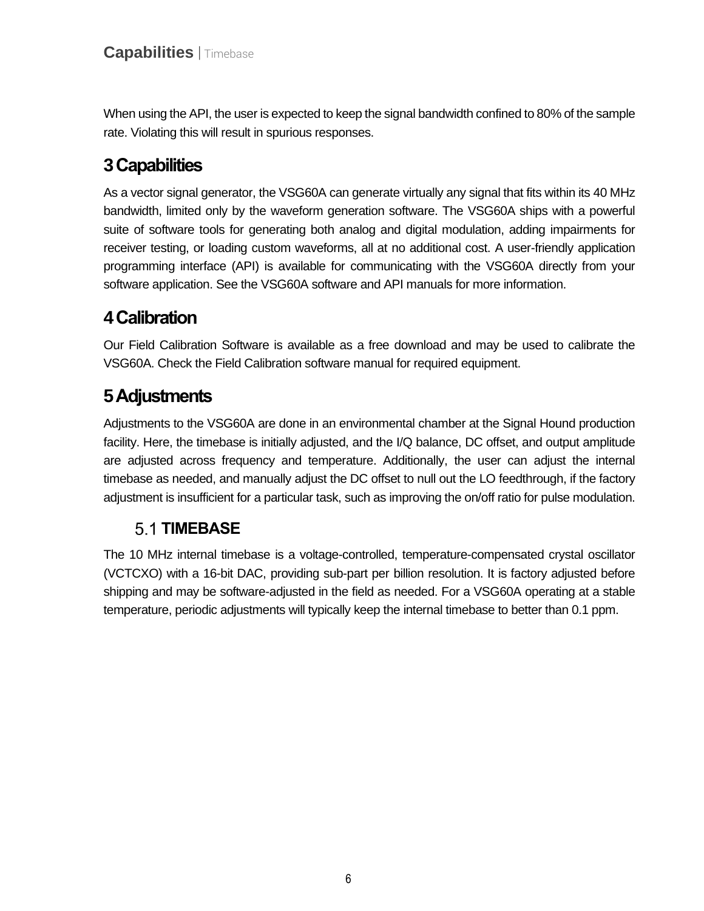When using the API, the user is expected to keep the signal bandwidth confined to 80% of the sample rate. Violating this will result in spurious responses.

# 3 Capabilities

As a vector signal generator, the VSG60A can generate virtually any signal that fits within its 40 MHz bandwidth, limited only by the waveform generation software. The VSG60A ships with a powerful suite of software tools for generating both analog and digital modulation, adding impairments for receiver testing, or loading custom waveforms, all at no additional cost. A user-friendly application programming interface (API) is available for communicating with the VSG60A directly from your software application. See the VSG60A software and API manuals for more information.

# 4 Calibration

Our Field Calibration Software is available as a free download and may be used to calibrate the VSG60A. Check the Field Calibration software manual for required equipment.

# 5 Adjustments

Adjustments to the VSG60A are done in an environmental chamber at the Signal Hound production facility. Here, the timebase is initially adjusted, and the I/Q balance, DC offset, and output amplitude are adjusted across frequency and temperature. Additionally, the user can adjust the internal timebase as needed, and manually adjust the DC offset to null out the LO feedthrough, if the factory adjustment is insufficient for a particular task, such as improving the on/off ratio for pulse modulation.

## 5.1 TIMEBASE

The 10 MHz internal timebase is a voltage-controlled, temperature-compensated crystal oscillator (VCTCXO) with a 16-bit DAC, providing sub-part per billion resolution. It is factory adjusted before shipping and may be software-adjusted in the field as needed. For a VSG60A operating at a stable temperature, periodic adjustments will typically keep the internal timebase to better than 0.1 ppm.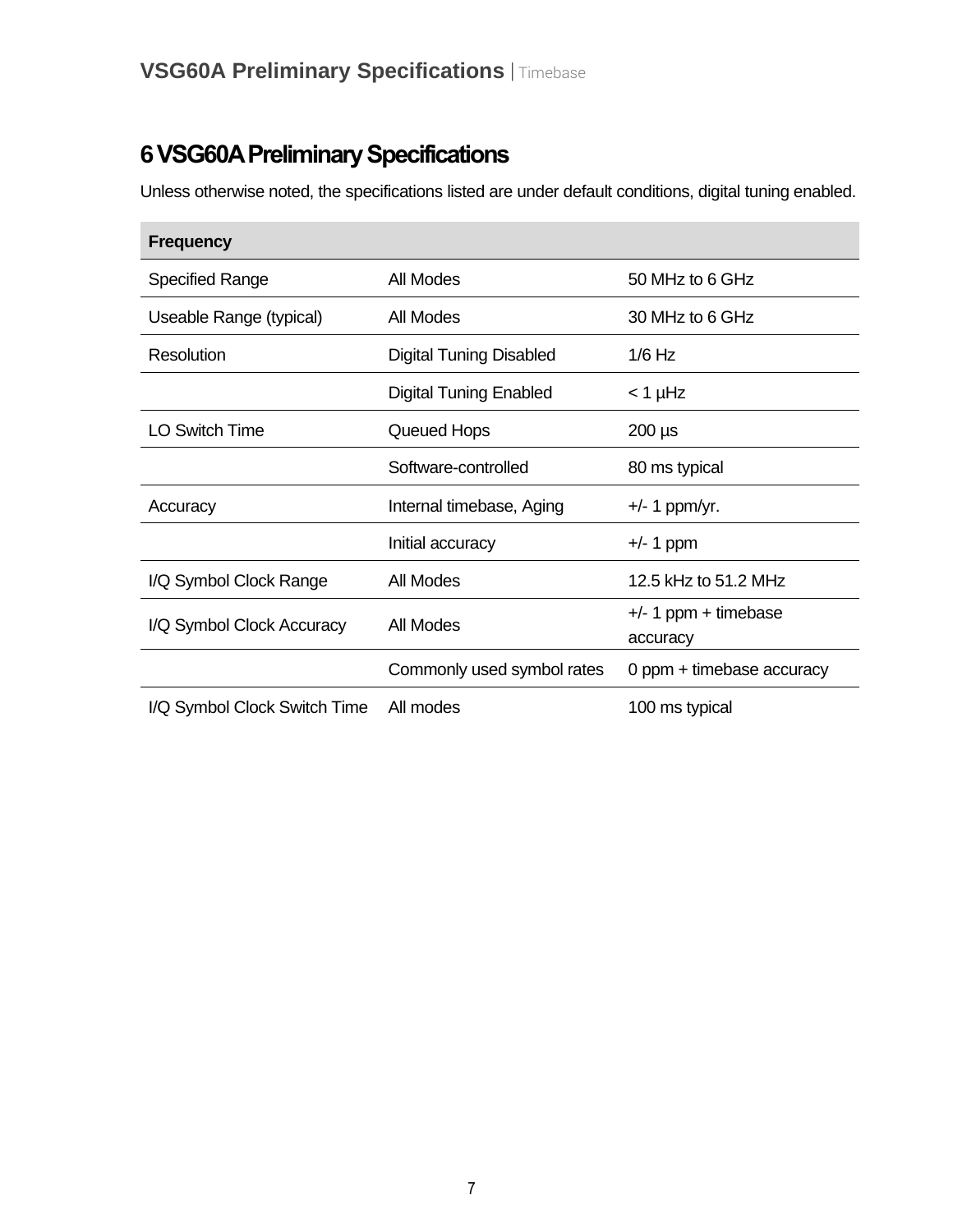# 6 VSG60A Preliminary Specifications

Unless otherwise noted, the specifications listed are under default conditions, digital tuning enabled.

| Frequency | | |
|---|---|---|
| Specified Range | All Modes | 50 MHz to 6 GHz |
| Useable Range (typical) | All Modes | 30 MHz to 6 GHz |
| Resolution | Digital Tuning Disabled | 1/6 Hz |
| | Digital Tuning Enabled | < 1 µHz |
| LO Switch Time | Queued Hops | 200 µs |
| | Software-controlled | 80 ms typical |
| Accuracy | Internal timebase, Aging | +/- 1 ppm/yr. |
| | Initial accuracy | +/- 1 ppm |
| I/Q Symbol Clock Range | All Modes | 12.5 kHz to 51.2 MHz |
| I/Q Symbol Clock Accuracy | All Modes | +/- 1 ppm + timebase accuracy |
| | Commonly used symbol rates | 0 ppm + timebase accuracy |
| I/Q Symbol Clock Switch Time | All modes | 100 ms typical |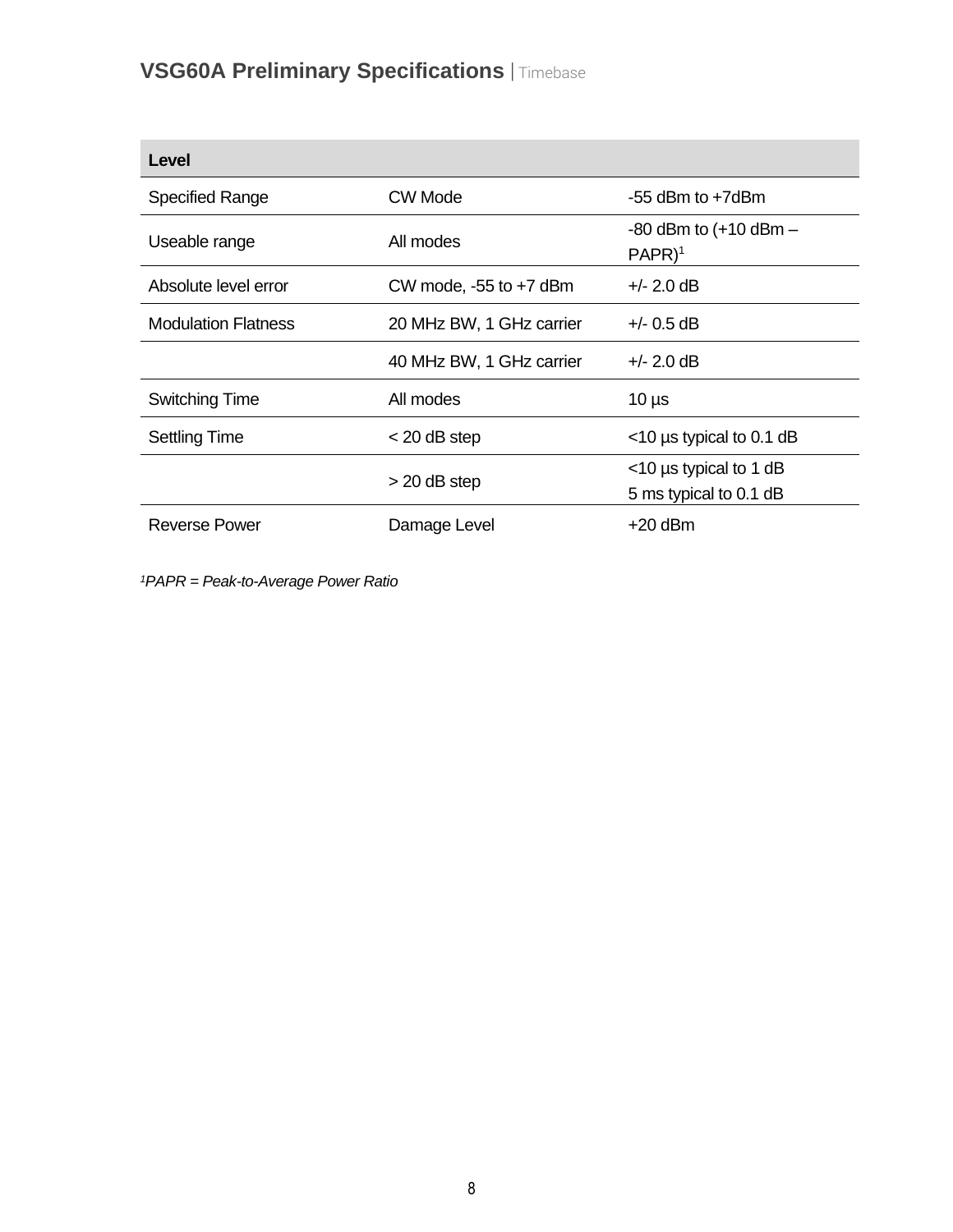| Level | | |
|---|---|---|
| Specified Range | CW Mode | -55 dBm to +7dBm |
| Useable range | All modes | -80 dBm to (+10 dBm – PAPR)[1] |
| Absolute level error | CW mode, -55 to +7 dBm | +/- 2.0 dB |
| Modulation Flatness | 20 MHz BW, 1 GHz carrier | +/- 0.5 dB |
| | 40 MHz BW, 1 GHz carrier | +/- 2.0 dB |
| Switching Time | All modes | 10 µs |
| Settling Time | < 20 dB step | <10 µs typical to 0.1 dB |
| | > 20 dB step | <10 µs typical to 1 dB<br>5 ms typical to 0.1 dB |
| Reverse Power | Damage Level | +20 dBm |

*[1]PAPR = Peak-to-Average Power Ratio*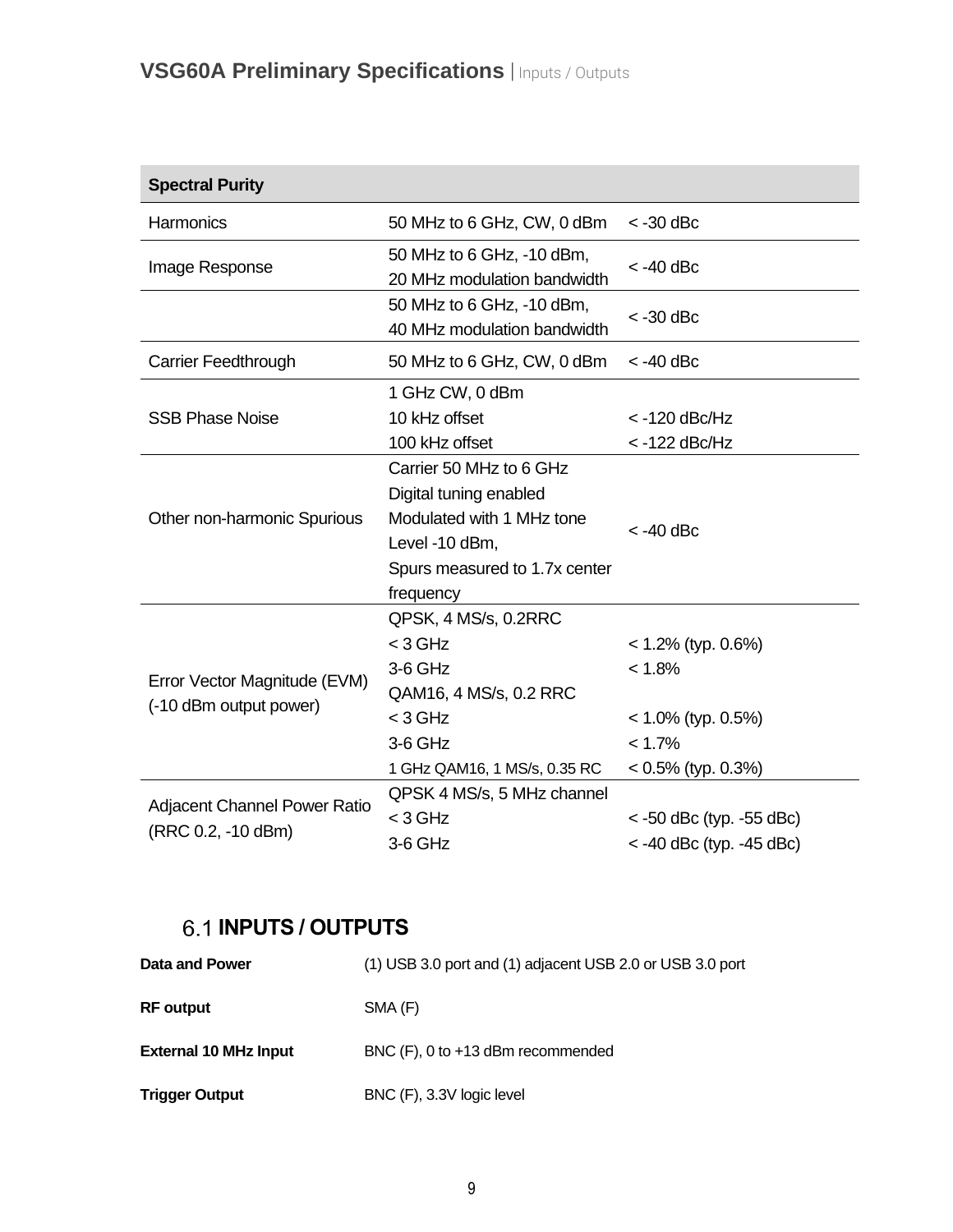| Spectral Purity | | |
|---|---|---|
| Harmonics | 50 MHz to 6 GHz, CW, 0 dBm | < -30 dBc |
| Image Response | 50 MHz to 6 GHz, -10 dBm, 20 MHz modulation bandwidth | < -40 dBc |
| | 50 MHz to 6 GHz, -10 dBm, 40 MHz modulation bandwidth | < -30 dBc |
| Carrier Feedthrough | 50 MHz to 6 GHz, CW, 0 dBm | < -40 dBc |
| SSB Phase Noise | 1 GHz CW, 0 dBm<br>10 kHz offset<br>100 kHz offset | <br>< -120 dBc/Hz<br>< -122 dBc/Hz |
| Other non-harmonic Spurious | Carrier 50 MHz to 6 GHz<br>Digital tuning enabled<br>Modulated with 1 MHz tone<br>Level -10 dBm,<br>Spurs measured to 1.7x center frequency | < -40 dBc |
| Error Vector Magnitude (EVM) (-10 dBm output power) | QPSK, 4 MS/s, 0.2RRC<br>< 3 GHz<br>3-6 GHz<br>QAM16, 4 MS/s, 0.2 RRC<br>< 3 GHz<br>3-6 GHz<br>1 GHz QAM16, 1 MS/s, 0.35 RC | <br>< 1.2% (typ. 0.6%)<br>< 1.8%<br><br>< 1.0% (typ. 0.5%)<br>< 1.7%<br>< 0.5% (typ. 0.3%) |
| Adjacent Channel Power Ratio (RRC 0.2, -10 dBm) | QPSK 4 MS/s, 5 MHz channel<br>< 3 GHz<br>3-6 GHz | <br>< -50 dBc (typ. -55 dBc)<br>< -40 dBc (typ. -45 dBc) |

## 6.1 INPUTS / OUTPUTS

| | |
|---|---|
| **Data and Power** | (1) USB 3.0 port and (1) adjacent USB 2.0 or USB 3.0 port |
| **RF output** | SMA (F) |
| **External 10 MHz Input** | BNC (F), 0 to +13 dBm recommended |
| **Trigger Output** | BNC (F), 3.3V logic level |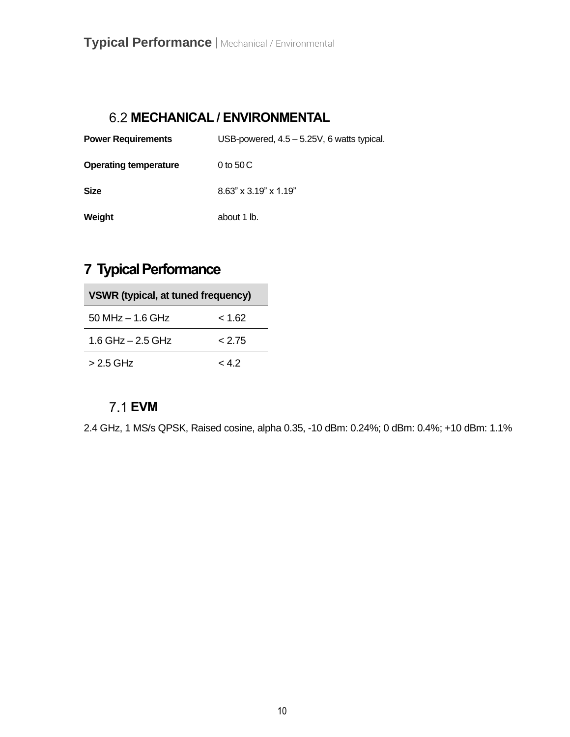## 6.2 MECHANICAL / ENVIRONMENTAL

**Power Requirements** USB-powered, 4.5 – 5.25V, 6 watts typical.

**Operating temperature** 0 to 50 C

**Size** 8.63” x 3.19” x 1.19”

**Weight** about 1 lb.

# 7 Typical Performance

| VSWR (typical, at tuned frequency) | |
|---|---|
| 50 MHz – 1.6 GHz | < 1.62 |
| 1.6 GHz – 2.5 GHz | < 2.75 |
| > 2.5 GHz | < 4.2 |

## 7.1 EVM

2.4 GHz, 1 MS/s QPSK, Raised cosine, alpha 0.35, -10 dBm: 0.24%; 0 dBm: 0.4%; +10 dBm: 1.1%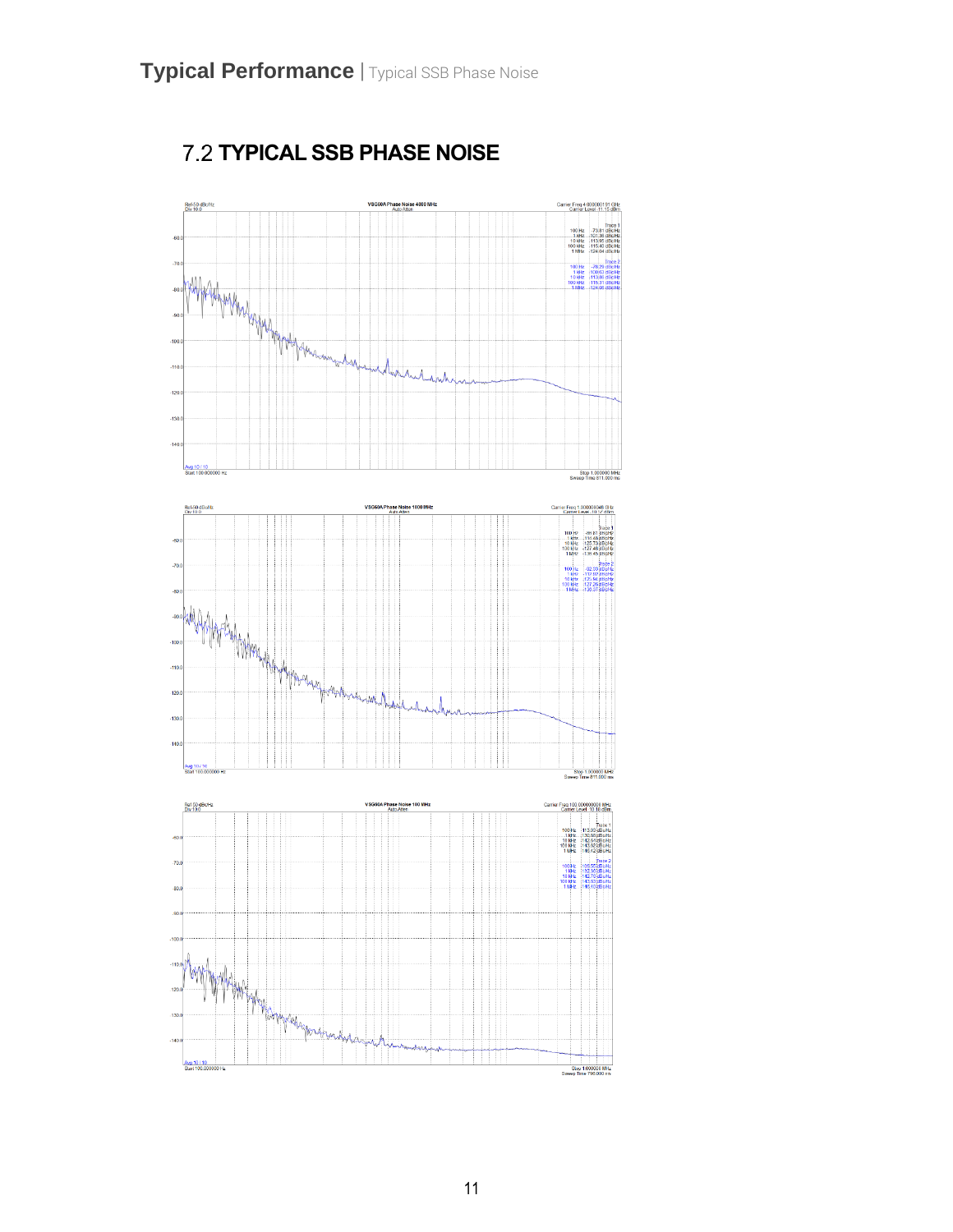## 7.2 TYPICAL SSB PHASE NOISE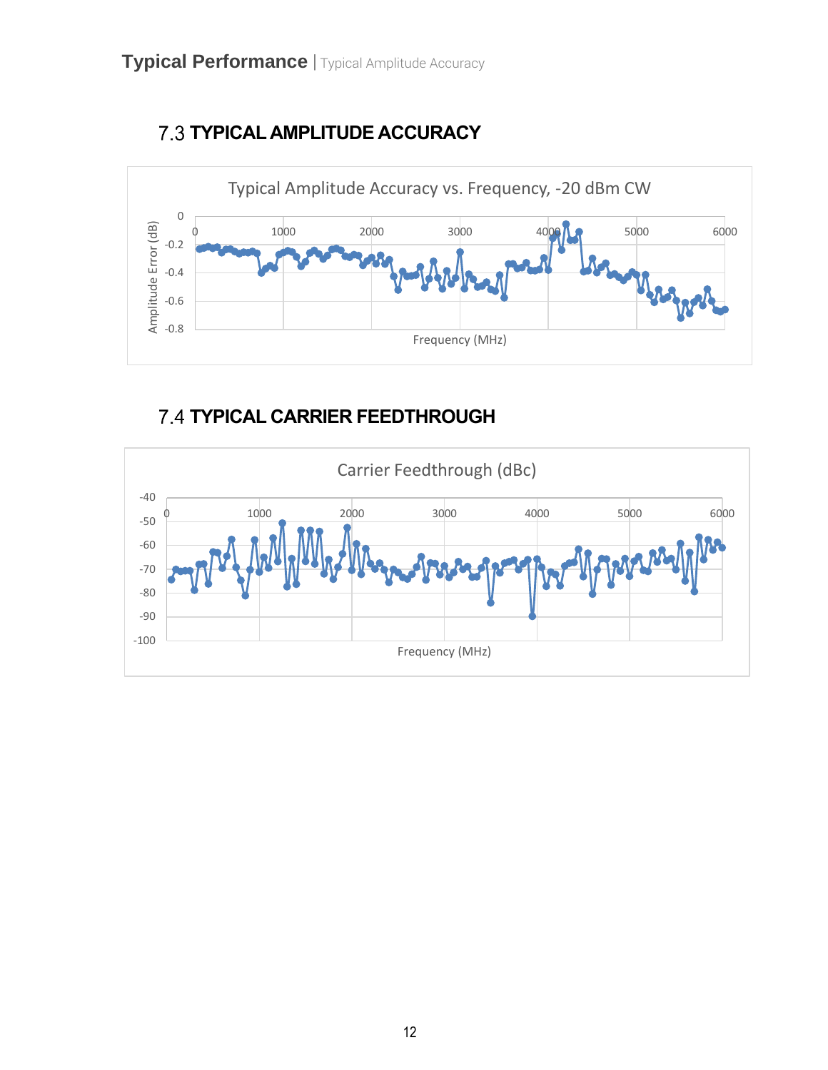## 7.3 TYPICAL AMPLITUDE ACCURACY

Typical Amplitude Accuracy vs. Frequency, -20 dBm CW

## 7.4 TYPICAL CARRIER FEEDTHROUGH

Carrier Feedthrough (dBc)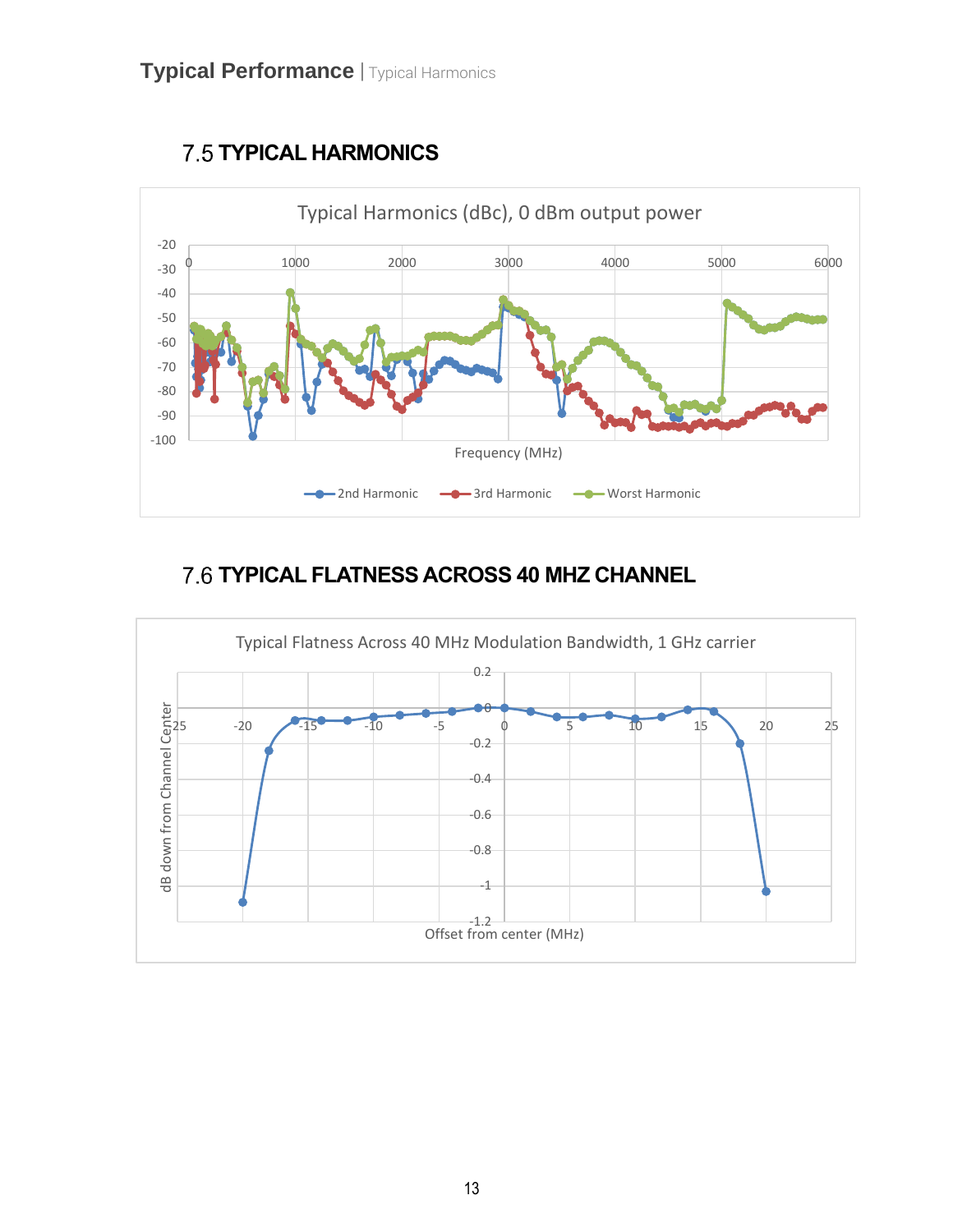## 7.5 TYPICAL HARMONICS

Typical Harmonics (dBc), 0 dBm output power

Frequency (MHz)

2nd Harmonic — 3rd Harmonic — Worst Harmonic

## 7.6 TYPICAL FLATNESS ACROSS 40 MHZ CHANNEL

Typical Flatness Across 40 MHz Modulation Bandwidth, 1 GHz carrier

dB down from Channel Center

Offset from center (MHz)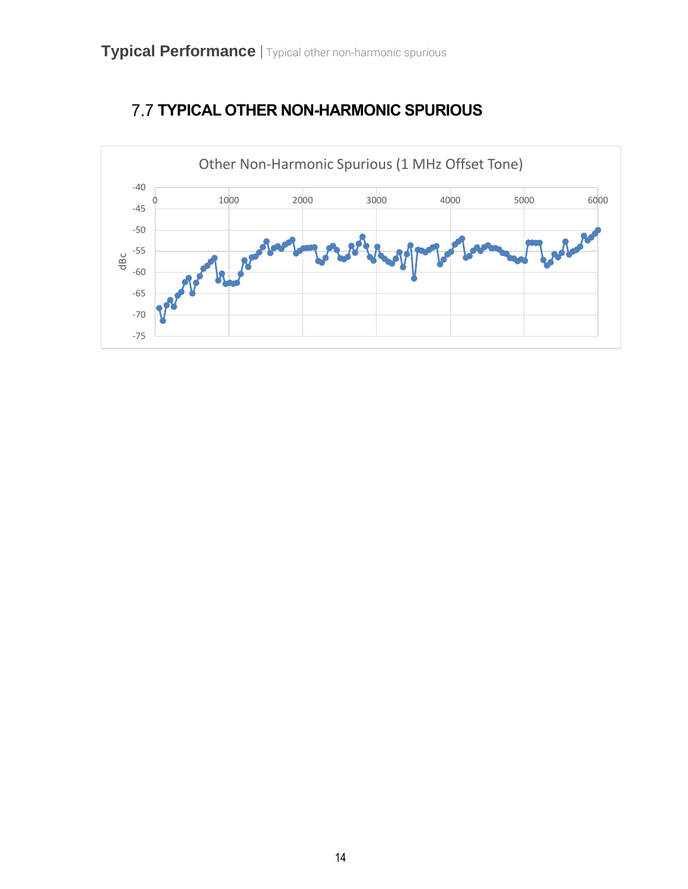## 7.7 TYPICAL OTHER NON-HARMONIC SPURIOUS

Other Non-Harmonic Spurious (1 MHz Offset Tone)

dBc

-40
-45
-50
-55
-60
-65
-70
-75

0
1000
2000
3000
4000
5000
6000